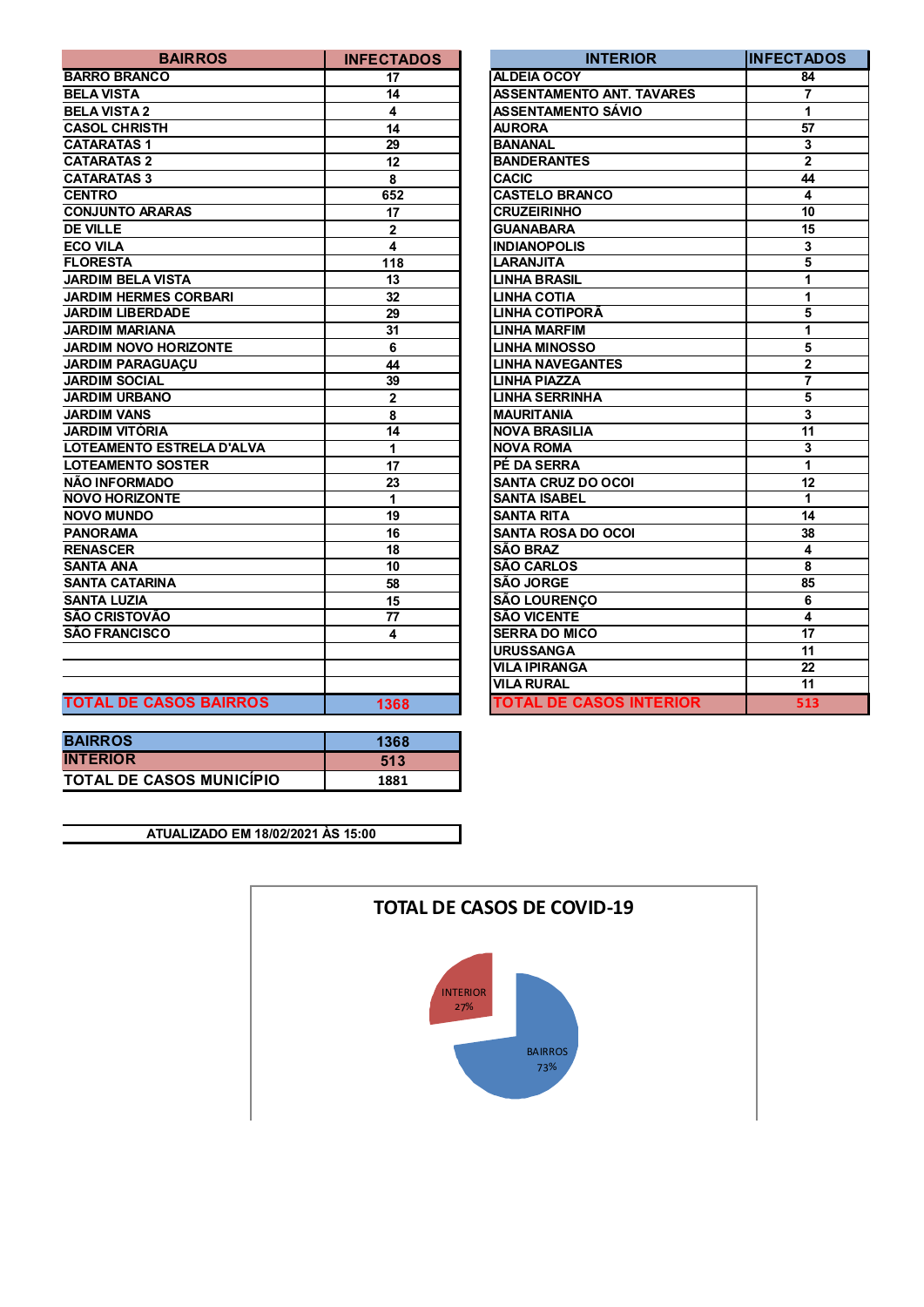| BAIRROS | INFECTADOS |
|---|---|
| BARRO BRANCO | 17 |
| BELA VISTA | 14 |
| BELA VISTA 2 | 4 |
| CASOL CHRISTH | 14 |
| CATARATAS 1 | 29 |
| CATARATAS 2 | 12 |
| CATARATAS 3 | 8 |
| CENTRO | 652 |
| CONJUNTO ARARAS | 17 |
| DE VILLE | 2 |
| ECO VILA | 4 |
| FLORESTA | 118 |
| JARDIM BELA VISTA | 13 |
| JARDIM HERMES CORBARI | 32 |
| JARDIM LIBERDADE | 29 |
| JARDIM MARIANA | 31 |
| JARDIM NOVO HORIZONTE | 6 |
| JARDIM PARAGUAÇU | 44 |
| JARDIM SOCIAL | 39 |
| JARDIM URBANO | 2 |
| JARDIM VANS | 8 |
| JARDIM VITÓRIA | 14 |
| LOTEAMENTO ESTRELA D'ALVA | 1 |
| LOTEAMENTO SOSTER | 17 |
| NÃO INFORMADO | 23 |
| NOVO HORIZONTE | 1 |
| NOVO MUNDO | 19 |
| PANORAMA | 16 |
| RENASCER | 18 |
| SANTA ANA | 10 |
| SANTA CATARINA | 58 |
| SANTA LUZIA | 15 |
| SÃO CRISTOVÃO | 77 |
| SÃO FRANCISCO | 4 |
| | |
| | |
| | |
| TOTAL DE CASOS BAIRROS | 1368 |

| INTERIOR | INFECTADOS |
|---|---|
| ALDEIA OCOY | 84 |
| ASSENTAMENTO ANT. TAVARES | 7 |
| ASSENTAMENTO SÁVIO | 1 |
| AURORA | 57 |
| BANANAL | 3 |
| BANDERANTES | 2 |
| CACIC | 44 |
| CASTELO BRANCO | 4 |
| CRUZEIRINHO | 10 |
| GUANABARA | 15 |
| INDIANOPOLIS | 3 |
| LARANJITA | 5 |
| LINHA BRASIL | 1 |
| LINHA COTIA | 1 |
| LINHA COTIPORÃ | 5 |
| LINHA MARFIM | 1 |
| LINHA MINOSSO | 5 |
| LINHA NAVEGANTES | 2 |
| LINHA PIAZZA | 7 |
| LINHA SERRINHA | 5 |
| MAURITANIA | 3 |
| NOVA BRASILIA | 11 |
| NOVA ROMA | 3 |
| PÉ DA SERRA | 1 |
| SANTA CRUZ DO OCOI | 12 |
| SANTA ISABEL | 1 |
| SANTA RITA | 14 |
| SANTA ROSA DO OCOI | 38 |
| SÃO BRAZ | 4 |
| SÃO CARLOS | 8 |
| SÃO JORGE | 85 |
| SÃO LOURENÇO | 6 |
| SÃO VICENTE | 4 |
| SERRA DO MICO | 17 |
| URUSSANGA | 11 |
| VILA IPIRANGA | 22 |
| VILA RURAL | 11 |
| TOTAL DE CASOS INTERIOR | 513 |

| | |
|---|---|
| BAIRROS | 1368 |
| INTERIOR | 513 |
| TOTAL DE CASOS MUNICÍPIO | 1881 |

ATUALIZADO EM 18/02/2021 ÀS 15:00

TOTAL DE CASOS DE COVID-19

INTERIOR 27%

BAIRROS 73%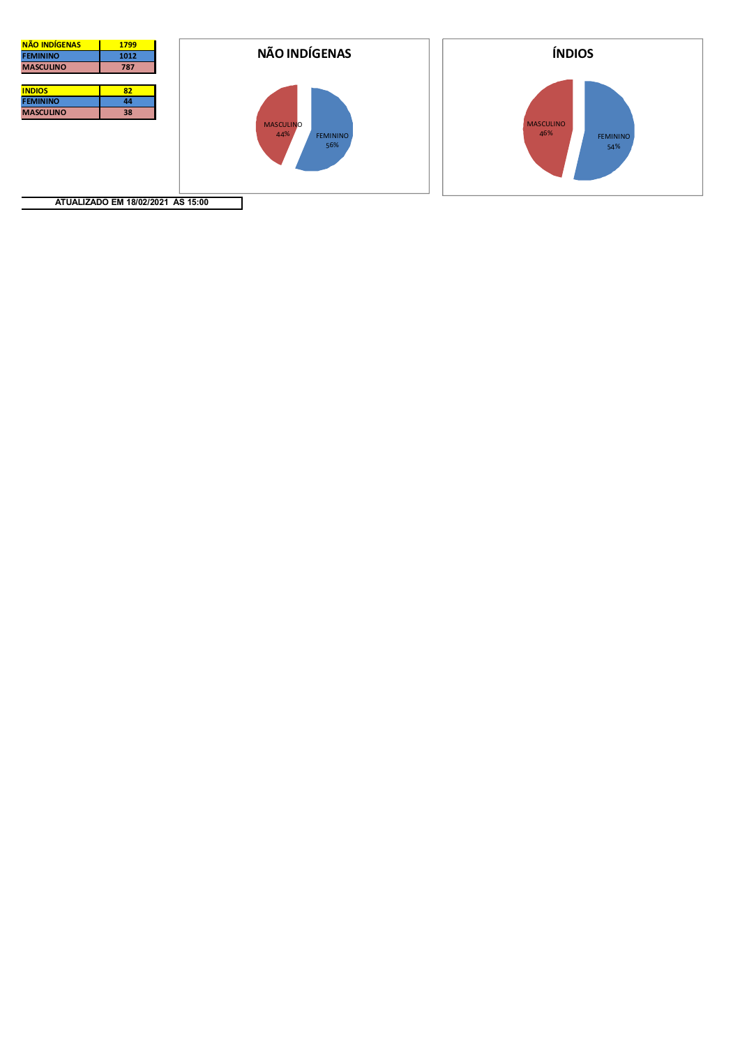| | |
|---|---|
| **NÃO INDÍGENAS** | **1799** |
| **FEMININO** | **1012** |
| **MASCULINO** | **787** |

| | |
|---|---|
| **INDIOS** | **82** |
| **FEMININO** | **44** |
| **MASCULINO** | **38** |

**NÃO INDÍGENAS**

MASCULINO 44%

FEMININO 56%

**ÍNDIOS**

MASCULINO 46%

FEMININO 54%

**ATUALIZADO EM 18/02/2021 AS 15:00**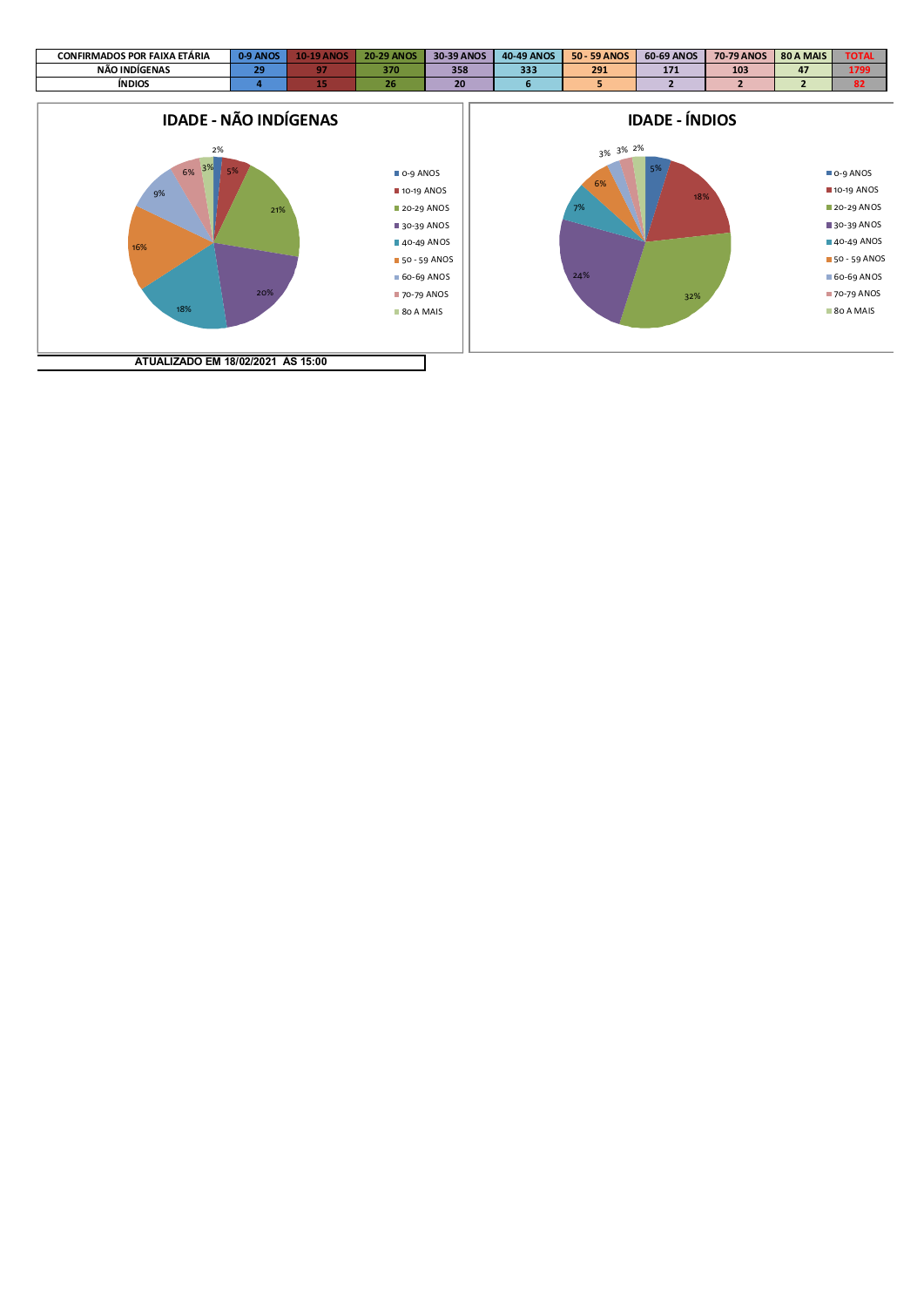| CONFIRMADOS POR FAIXA ETÁRIA | 0-9 ANOS | 10-19 ANOS | 20-29 ANOS | 30-39 ANOS | 40-49 ANOS | 50 - 59 ANOS | 60-69 ANOS | 70-79 ANOS | 80 A MAIS | TOTAL |
|---|---|---|---|---|---|---|---|---|---|---|
| NÃO INDÍGENAS | 29 | 97 | 370 | 358 | 333 | 291 | 171 | 103 | 47 | 1799 |
| ÍNDIOS | 4 | 15 | 26 | 20 | 6 | 5 | 2 | 2 | 2 | 82 |

## IDADE - NÃO INDÍGENAS

2%
5%
21%
20%
18%
16%
9%
6%
3%

0-9 ANOS
10-19 ANOS
20-29 ANOS
30-39 ANOS
40-49 ANOS
50 - 59 ANOS
60-69 ANOS
70-79 ANOS
80 A MAIS

## IDADE - ÍNDIOS

5%
18%
32%
24%
7%
6%
3%
3%
2%

0-9 ANOS
10-19 ANOS
20-29 ANOS
30-39 ANOS
40-49 ANOS
50 - 59 ANOS
60-69 ANOS
70-79 ANOS
80 A MAIS

**ATUALIZADO EM 18/02/2021 AS 15:00**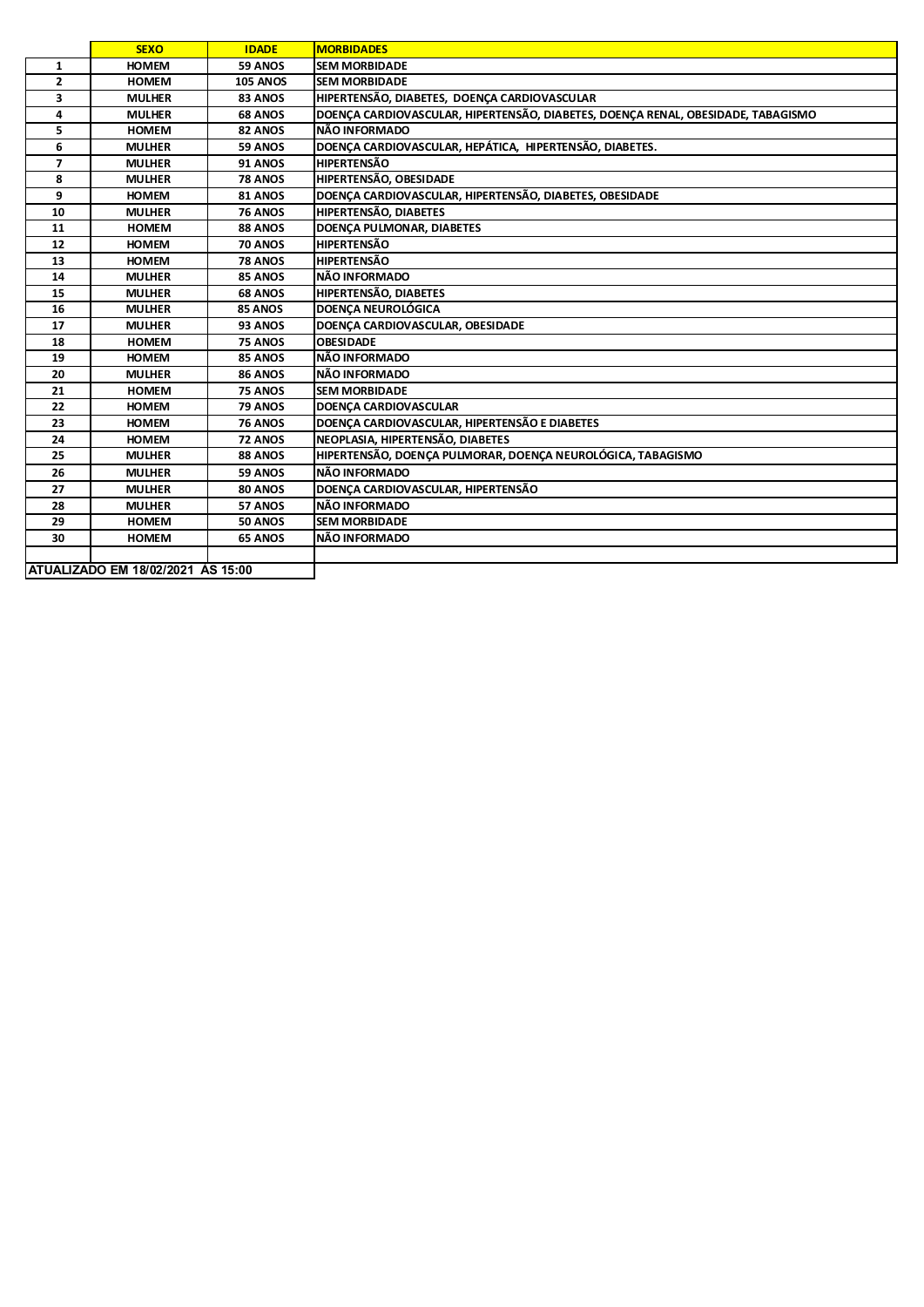| | SEXO | IDADE | MORBIDADES |
|---|---|---|---|
| 1 | HOMEM | 59 ANOS | SEM MORBIDADE |
| 2 | HOMEM | 105 ANOS | SEM MORBIDADE |
| 3 | MULHER | 83 ANOS | HIPERTENSÃO, DIABETES, DOENÇA CARDIOVASCULAR |
| 4 | MULHER | 68 ANOS | DOENÇA CARDIOVASCULAR, HIPERTENSÃO, DIABETES, DOENÇA RENAL, OBESIDADE, TABAGISMO |
| 5 | HOMEM | 82 ANOS | NÃO INFORMADO |
| 6 | MULHER | 59 ANOS | DOENÇA CARDIOVASCULAR, HEPÁTICA, HIPERTENSÃO, DIABETES. |
| 7 | MULHER | 91 ANOS | HIPERTENSÃO |
| 8 | MULHER | 78 ANOS | HIPERTENSÃO, OBESIDADE |
| 9 | HOMEM | 81 ANOS | DOENÇA CARDIOVASCULAR, HIPERTENSÃO, DIABETES, OBESIDADE |
| 10 | MULHER | 76 ANOS | HIPERTENSÃO, DIABETES |
| 11 | HOMEM | 88 ANOS | DOENÇA PULMONAR, DIABETES |
| 12 | HOMEM | 70 ANOS | HIPERTENSÃO |
| 13 | HOMEM | 78 ANOS | HIPERTENSÃO |
| 14 | MULHER | 85 ANOS | NÃO INFORMADO |
| 15 | MULHER | 68 ANOS | HIPERTENSÃO, DIABETES |
| 16 | MULHER | 85 ANOS | DOENÇA NEUROLÓGICA |
| 17 | MULHER | 93 ANOS | DOENÇA CARDIOVASCULAR, OBESIDADE |
| 18 | HOMEM | 75 ANOS | OBESIDADE |
| 19 | HOMEM | 85 ANOS | NÃO INFORMADO |
| 20 | MULHER | 86 ANOS | NÃO INFORMADO |
| 21 | HOMEM | 75 ANOS | SEM MORBIDADE |
| 22 | HOMEM | 79 ANOS | DOENÇA CARDIOVASCULAR |
| 23 | HOMEM | 76 ANOS | DOENÇA CARDIOVASCULAR, HIPERTENSÃO E DIABETES |
| 24 | HOMEM | 72 ANOS | NEOPLASIA, HIPERTENSÃO, DIABETES |
| 25 | MULHER | 88 ANOS | HIPERTENSÃO, DOENÇA PULMORAR, DOENÇA NEUROLÓGICA, TABAGISMO |
| 26 | MULHER | 59 ANOS | NÃO INFORMADO |
| 27 | MULHER | 80 ANOS | DOENÇA CARDIOVASCULAR, HIPERTENSÃO |
| 28 | MULHER | 57 ANOS | NÃO INFORMADO |
| 29 | HOMEM | 50 ANOS | SEM MORBIDADE |
| 30 | HOMEM | 65 ANOS | NÃO INFORMADO |

ATUALIZADO EM 18/02/2021 ÀS 15:00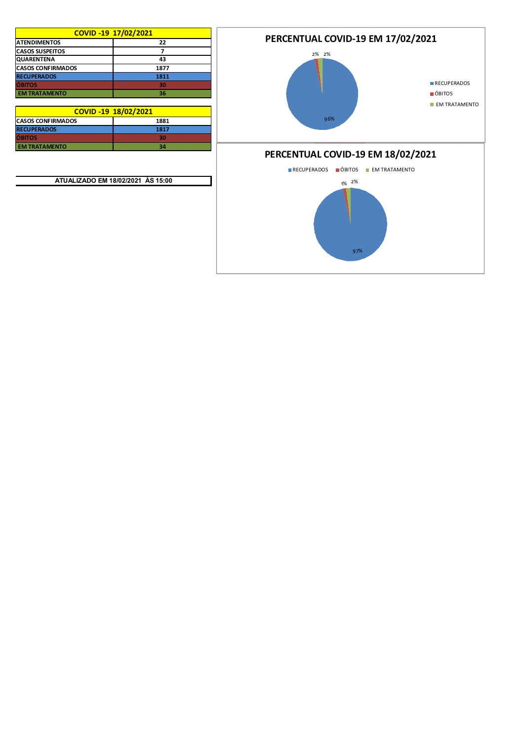| COVID -19 17/02/2021 | |
|---|---|
| ATENDIMENTOS | 22 |
| CASOS SUSPEITOS | 7 |
| QUARENTENA | 43 |
| CASOS CONFIRMADOS | 1877 |
| RECUPERADOS | 1811 |
| ÓBITOS | 30 |
| EM TRATAMENTO | 36 |

| COVID -19 18/02/2021 | |
|---|---|
| CASOS CONFIRMADOS | 1881 |
| RECUPERADOS | 1817 |
| ÓBITOS | 30 |
| EM TRATAMENTO | 34 |

**ATUALIZADO EM 18/02/2021 ÀS 15:00**

## PERCENTUAL COVID-19 EM 17/02/2021

2% 2%

96%

RECUPERADOS
ÓBITOS
EM TRATAMENTO

## PERCENTUAL COVID-19 EM 18/02/2021

RECUPERADOS ÓBITOS EM TRATAMENTO

1% 2%

97%